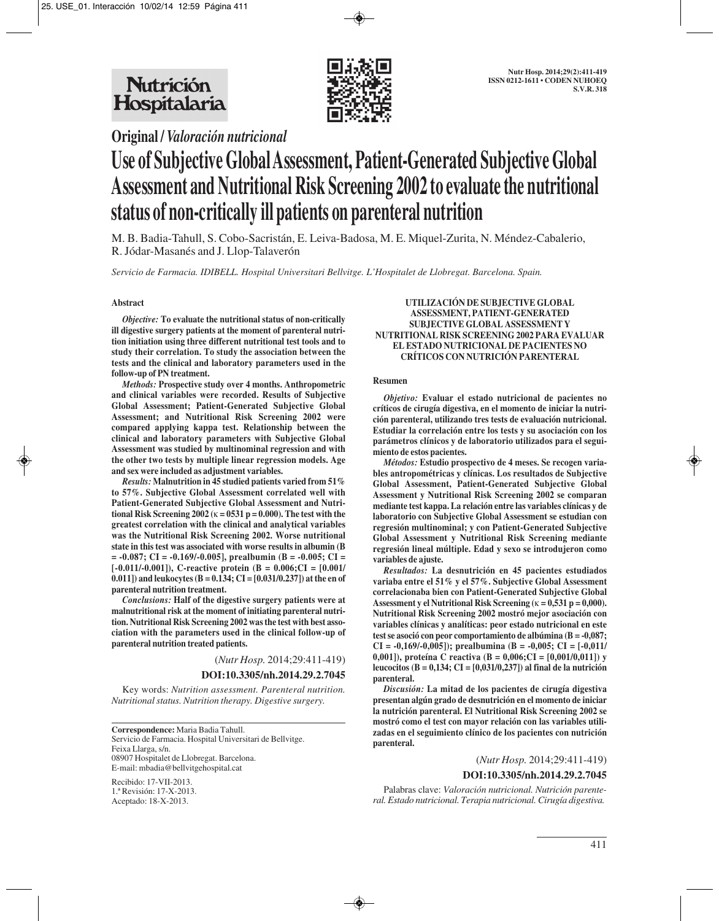**Original / *Valoración nutricional***

# Use of Subjective Global Assessment, Patient-Generated Subjective Global Assessment and Nutritional Risk Screening 2002 to evaluate the nutritional status of non-critically ill patients on parenteral nutrition

M. B. Badia-Tahull, S. Cobo-Sacristán, E. Leiva-Badosa, M. E. Miquel-Zurita, N. Méndez-Cabalerio, R. Jódar-Masanés and J. Llop-Talaverón

*Servicio de Farmacia. IDIBELL. Hospital Universitari Bellvitge. L'Hospitalet de Llobregat. Barcelona. Spain.*

## Abstract

***Objective:*** **To evaluate the nutritional status of non-critically ill digestive surgery patients at the moment of parenteral nutrition initiation using three different nutritional test tools and to study their correlation. To study the association between the tests and the clinical and laboratory parameters used in the follow-up of PN treatment.**

***Methods:*** **Prospective study over 4 months. Anthropometric and clinical variables were recorded. Results of Subjective Global Assessment; Patient-Generated Subjective Global Assessment; and Nutritional Risk Screening 2002 were compared applying kappa test. Relationship between the clinical and laboratory parameters with Subjective Global Assessment was studied by multinominal regression and with the other two tests by multiple linear regression models. Age and sex were included as adjustment variables.**

***Results:*** **Malnutrition in 45 studied patients varied from 51% to 57%. Subjective Global Assessment correlated well with Patient-Generated Subjective Global Assessment and Nutritional Risk Screening 2002 ($\kappa$ = 0531 p = 0.000). The test with the greatest correlation with the clinical and analytical variables was the Nutritional Risk Screening 2002. Worse nutritional state in this test was associated with worse results in albumin (B = -0.087; CI = -0.169/-0.005], prealbumin (B = -0.005; CI = [-0.011/-0.001]), C-reactive protein (B = 0.006;CI = [0.001/ 0.011]) and leukocytes (B = 0.134; CI = [0.031/0.237]) at the en of parenteral nutrition treatment.**

***Conclusions:*** **Half of the digestive surgery patients were at malnutritional risk at the moment of initiating parenteral nutrition. Nutritional Risk Screening 2002 was the test with best association with the parameters used in the clinical follow-up of parenteral nutrition treated patients.**

(*Nutr Hosp.* 2014;29:411-419)

**DOI:10.3305/nh.2014.29.2.7045**

Key words: *Nutrition assessment. Parenteral nutrition. Nutritional status. Nutrition therapy. Digestive surgery.*

## UTILIZACIÓN DE SUBJECTIVE GLOBAL ASSESSMENT, PATIENT-GENERATED SUBJECTIVE GLOBAL ASSESSMENT Y NUTRITIONAL RISK SCREENING 2002 PARA EVALUAR EL ESTADO NUTRICIONAL DE PACIENTES NO CRÍTICOS CON NUTRICIÓN PARENTERAL

### Resumen

***Objetivo:*** **Evaluar el estado nutricional de pacientes no críticos de cirugía digestiva, en el momento de iniciar la nutrición parenteral, utilizando tres tests de evaluación nutricional. Estudiar la correlación entre los tests y su asociación con los parámetros clínicos y de laboratorio utilizados para el seguimiento de estos pacientes.**

***Métodos:*** **Estudio prospectivo de 4 meses. Se recogen variables antropométricas y clínicas. Los resultados de Subjective Global Assessment, Patient-Generated Subjective Global Assessment y Nutritional Risk Screening 2002 se comparan mediante test kappa. La relación entre las variables clínicas y de laboratorio con Subjective Global Assessment se estudian con regresión multinominal; y con Patient-Generated Subjective Global Assessment y Nutritional Risk Screening mediante regresión lineal múltiple. Edad y sexo se introdujeron como variables de ajuste.**

***Resultados:*** **La desnutrición en 45 pacientes estudiados variaba entre el 51% y el 57%. Subjective Global Assessment correlacionaba bien con Patient-Generated Subjective Global Assessment y el Nutritional Risk Screening ($\kappa$ = 0,531 p = 0,000). Nutritional Risk Screening 2002 mostró mejor asociación con variables clínicas y analíticas: peor estado nutricional en este test se asoció con peor comportamiento de albúmina (B = -0,087; CI = -0,169/-0,005]); prealbumina (B = -0,005; CI = [-0,011/ 0,001]), proteína C reactiva (B = 0,006;CI = [0,001/0,011]) y leucocitos (B = 0,134; CI = [0,031/0,237]) al final de la nutrición parenteral.**

***Discusión:*** **La mitad de los pacientes de cirugía digestiva presentan algún grado de desnutrición en el momento de iniciar la nutrición parenteral. El Nutritional Risk Screening 2002 se mostró como el test con mayor relación con las variables utilizadas en el seguimiento clínico de los pacientes con nutrición parenteral.**

(*Nutr Hosp.* 2014;29:411-419)

**DOI:10.3305/nh.2014.29.2.7045**

Palabras clave: *Valoración nutricional. Nutrición parenteral. Estado nutricional. Terapia nutricional. Cirugía digestiva.*

---

**Correspondence:** Maria Badia Tahull.
Servicio de Farmacia. Hospital Universitari de Bellvitge.
Feixa Llarga, s/n.
08907 Hospitalet de Llobregat. Barcelona.
E-mail: mbadia@bellvitgehospital.cat

Recibido: 17-VII-2013.
1.ª Revisión: 17-X-2013.
Aceptado: 18-X-2013.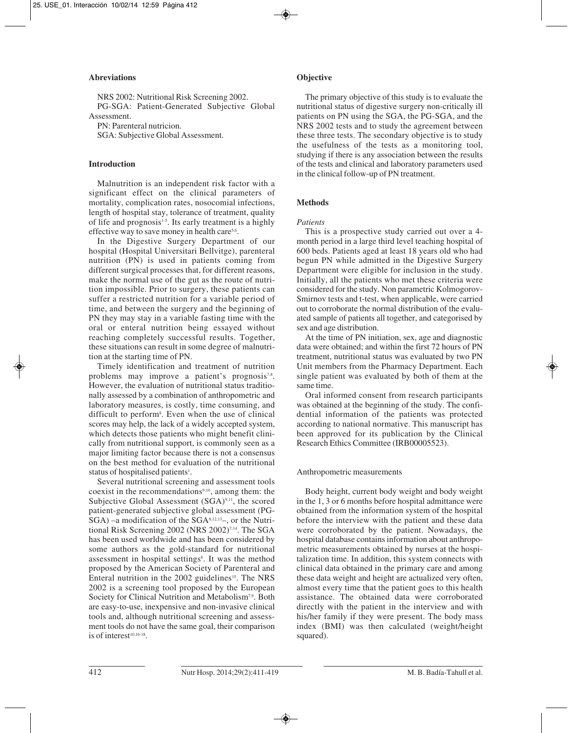### Abreviations

NRS 2002: Nutritional Risk Screening 2002.

PG-SGA: Patient-Generated Subjective Global Assessment.

PN: Parenteral nutricion.

SGA: Subjective Global Assessment.

### Introduction

Malnutrition is an independent risk factor with a significant effect on the clinical parameters of mortality, complication rates, nosocomial infections, length of hospital stay, tolerance of treatment, quality of life and prognosis[1-5]. Its early treatment is a highly effective way to save money in health care[5,6].

In the Digestive Surgery Department of our hospital (Hospital Universitari Bellvitge), parenteral nutrition (PN) is used in patients coming from different surgical processes that, for different reasons, make the normal use of the gut as the route of nutrition impossible. Prior to surgery, these patients can suffer a restricted nutrition for a variable period of time, and between the surgery and the beginning of PN they may stay in a variable fasting time with the oral or enteral nutrition being essayed without reaching completely successful results. Together, these situations can result in some degree of malnutrition at the starting time of PN.

Timely identification and treatment of nutrition problems may improve a patient's prognosis[7,8]. However, the evaluation of nutritional status traditionally assessed by a combination of anthropometric and laboratory measures, is costly, time consuming, and difficult to perform[8]. Even when the use of clinical scores may help, the lack of a widely accepted system, which detects those patients who might benefit clinically from nutritional support, is commonly seen as a major limiting factor because there is not a consensus on the best method for evaluation of the nutritional status of hospitalised patients[1].

Several nutritional screening and assessment tools coexist in the recommendations[9,10], among them: the Subjective Global Assessment (SGA)[9,11], the scored patient-generated subjective global assessment (PG-SGA) –a modification of the SGA[8,12,13]–, or the Nutritional Risk Screening 2002 (NRS 2002)[7,14]. The SGA has been used worldwide and has been considered by some authors as the gold-standard for nutritional assessment in hospital settings[6]. It was the method proposed by the American Society of Parenteral and Enteral nutrition in the 2002 guidelines[15]. The NRS 2002 is a screening tool proposed by the European Society for Clinical Nutrition and Metabolism[7,9]. Both are easy-to-use, inexpensive and non-invasive clinical tools and, although nutritional screening and assessment tools do not have the same goal, their comparison is of interest[10,16-18].

### Objective

The primary objective of this study is to evaluate the nutritional status of digestive surgery non-critically ill patients on PN using the SGA, the PG-SGA, and the NRS 2002 tests and to study the agreement between these three tests. The secondary objective is to study the usefulness of the tests as a monitoring tool, studying if there is any association between the results of the tests and clinical and laboratory parameters used in the clinical follow-up of PN treatment.

### Methods

*Patients*

This is a prospective study carried out over a 4-month period in a large third level teaching hospital of 600 beds. Patients aged at least 18 years old who had begun PN while admitted in the Digestive Surgery Department were eligible for inclusion in the study. Initially, all the patients who met these criteria were considered for the study. Non parametric Kolmogorov-Smirnov tests and t-test, when applicable, were carried out to corroborate the normal distribution of the evaluated sample of patients all together, and categorised by sex and age distribution.

At the time of PN initiation, sex, age and diagnostic data were obtained; and within the first 72 hours of PN treatment, nutritional status was evaluated by two PN Unit members from the Pharmacy Department. Each single patient was evaluated by both of them at the same time.

Oral informed consent from research participants was obtained at the beginning of the study. The confidential information of the patients was protected according to national normative. This manuscript has been approved for its publication by the Clinical Research Ethics Committee (IRB00005523).

Anthropometric measurements

Body height, current body weight and body weight in the 1, 3 or 6 months before hospital admittance were obtained from the information system of the hospital before the interview with the patient and these data were corroborated by the patient. Nowadays, the hospital database contains information about anthropometric measurements obtained by nurses at the hospitalization time. In addition, this system connects with clinical data obtained in the primary care and among these data weight and height are actualized very often, almost every time that the patient goes to this health assistance. The obtained data were corroborated directly with the patient in the interview and with his/her family if they were present. The body mass index (BMI) was then calculated (weight/height squared).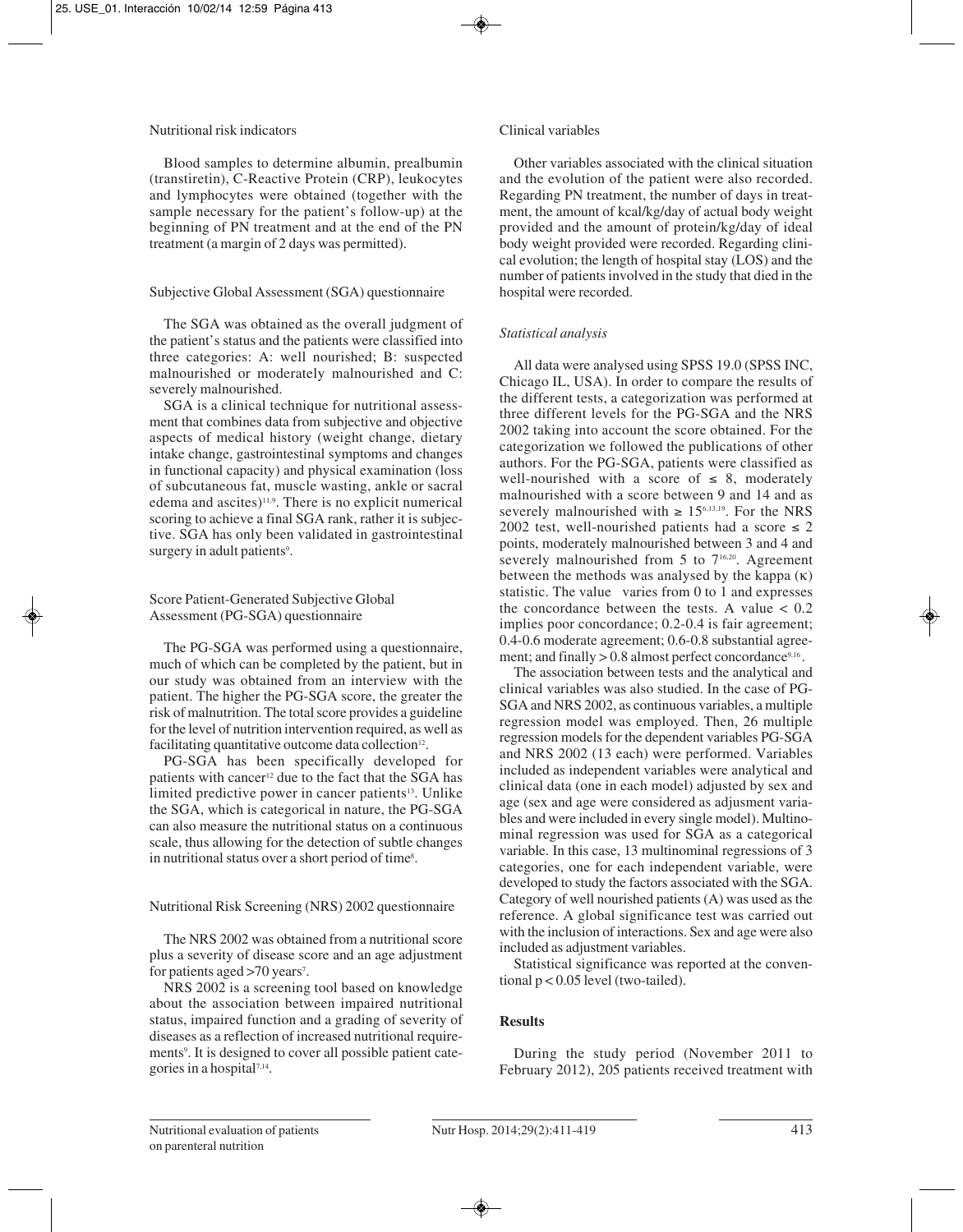Nutritional risk indicators

Blood samples to determine albumin, prealbumin (transtiretin), C-Reactive Protein (CRP), leukocytes and lymphocytes were obtained (together with the sample necessary for the patient's follow-up) at the beginning of PN treatment and at the end of the PN treatment (a margin of 2 days was permitted).

Subjective Global Assessment (SGA) questionnaire

The SGA was obtained as the overall judgment of the patient's status and the patients were classified into three categories: A: well nourished; B: suspected malnourished or moderately malnourished and C: severely malnourished.

SGA is a clinical technique for nutritional assessment that combines data from subjective and objective aspects of medical history (weight change, dietary intake change, gastrointestinal symptoms and changes in functional capacity) and physical examination (loss of subcutaneous fat, muscle wasting, ankle or sacral edema and ascites)[11,9]. There is no explicit numerical scoring to achieve a final SGA rank, rather it is subjective. SGA has only been validated in gastrointestinal surgery in adult patients[9].

Score Patient-Generated Subjective Global Assessment (PG-SGA) questionnaire

The PG-SGA was performed using a questionnaire, much of which can be completed by the patient, but in our study was obtained from an interview with the patient. The higher the PG-SGA score, the greater the risk of malnutrition. The total score provides a guideline for the level of nutrition intervention required, as well as facilitating quantitative outcome data collection[12].

PG-SGA has been specifically developed for patients with cancer[12] due to the fact that the SGA has limited predictive power in cancer patients[13]. Unlike the SGA, which is categorical in nature, the PG-SGA can also measure the nutritional status on a continuous scale, thus allowing for the detection of subtle changes in nutritional status over a short period of time[8].

Nutritional Risk Screening (NRS) 2002 questionnaire

The NRS 2002 was obtained from a nutritional score plus a severity of disease score and an age adjustment for patients aged >70 years[7].

NRS 2002 is a screening tool based on knowledge about the association between impaired nutritional status, impaired function and a grading of severity of diseases as a reflection of increased nutritional requirements[9]. It is designed to cover all possible patient categories in a hospital[7,14].

Clinical variables

Other variables associated with the clinical situation and the evolution of the patient were also recorded. Regarding PN treatment, the number of days in treatment, the amount of kcal/kg/day of actual body weight provided and the amount of protein/kg/day of ideal body weight provided were recorded. Regarding clinical evolution; the length of hospital stay (LOS) and the number of patients involved in the study that died in the hospital were recorded.

*Statistical analysis*

All data were analysed using SPSS 19.0 (SPSS INC, Chicago IL, USA). In order to compare the results of the different tests, a categorization was performed at three different levels for the PG-SGA and the NRS 2002 taking into account the score obtained. For the categorization we followed the publications of other authors. For the PG-SGA, patients were classified as well-nourished with a score of $\leq 8$, moderately malnourished with a score between 9 and 14 and as severely malnourished with $\geq 15$[6,13,19]. For the NRS 2002 test, well-nourished patients had a score $\leq 2$ points, moderately malnourished between 3 and 4 and severely malnourished from 5 to 7[16,20]. Agreement between the methods was analysed by the kappa ($\kappa$) statistic. The value varies from 0 to 1 and expresses the concordance between the tests. A value $< 0.2$ implies poor concordance; 0.2-0.4 is fair agreement; 0.4-0.6 moderate agreement; 0.6-0.8 substantial agreement; and finally $> 0.8$ almost perfect concordance[9,16].

The association between tests and the analytical and clinical variables was also studied. In the case of PG-SGA and NRS 2002, as continuous variables, a multiple regression model was employed. Then, 26 multiple regression models for the dependent variables PG-SGA and NRS 2002 (13 each) were performed. Variables included as independent variables were analytical and clinical data (one in each model) adjusted by sex and age (sex and age were considered as adjusment variables and were included in every single model). Multinominal regression was used for SGA as a categorical variable. In this case, 13 multinominal regressions of 3 categories, one for each independent variable, were developed to study the factors associated with the SGA. Category of well nourished patients (A) was used as the reference. A global significance test was carried out with the inclusion of interactions. Sex and age were also included as adjustment variables.

Statistical significance was reported at the conventional $p < 0.05$ level (two-tailed).

## Results

During the study period (November 2011 to February 2012), 205 patients received treatment with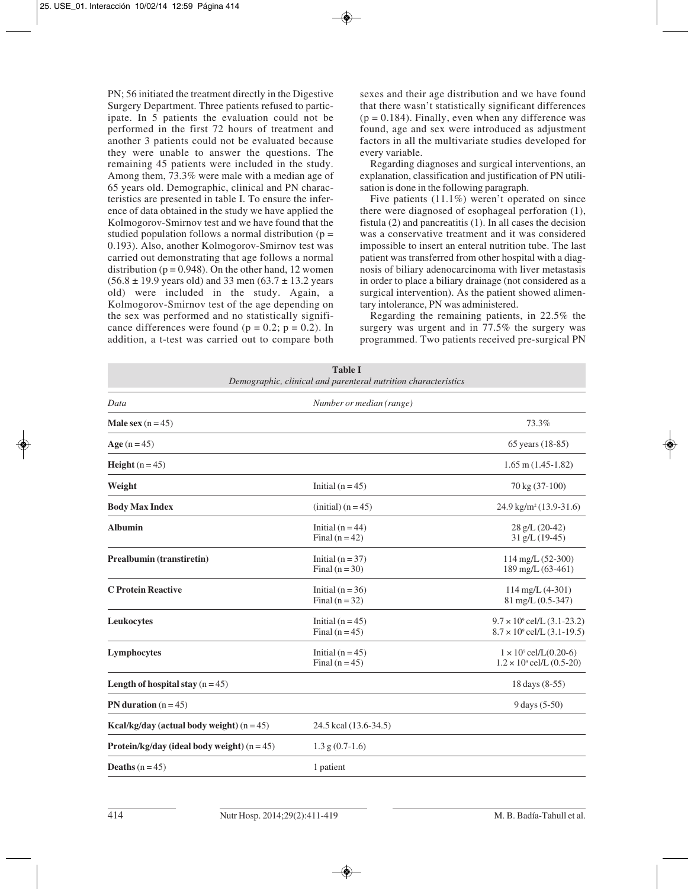PN; 56 initiated the treatment directly in the Digestive Surgery Department. Three patients refused to participate. In 5 patients the evaluation could not be performed in the first 72 hours of treatment and another 3 patients could not be evaluated because they were unable to answer the questions. The remaining 45 patients were included in the study. Among them, 73.3% were male with a median age of 65 years old. Demographic, clinical and PN characteristics are presented in table I. To ensure the inference of data obtained in the study we have applied the Kolmogorov-Smirnov test and we have found that the studied population follows a normal distribution ($p = 0.193$). Also, another Kolmogorov-Smirnov test was carried out demonstrating that age follows a normal distribution ($p = 0.948$). On the other hand, 12 women ($56.8 \pm 19.9$ years old) and 33 men ($63.7 \pm 13.2$ years old) were included in the study. Again, a Kolmogorov-Smirnov test of the age depending on the sex was performed and no statistically significance differences were found ($p = 0.2$; $p = 0.2$). In addition, a t-test was carried out to compare both sexes and their age distribution and we have found that there wasn't statistically significant differences ($p = 0.184$). Finally, even when any difference was found, age and sex were introduced as adjustment factors in all the multivariate studies developed for every variable.

Regarding diagnoses and surgical interventions, an explanation, classification and justification of PN utilisation is done in the following paragraph.

Five patients (11.1%) weren't operated on since there were diagnosed of esophageal perforation (1), fistula (2) and pancreatitis (1). In all cases the decision was a conservative treatment and it was considered impossible to insert an enteral nutrition tube. The last patient was transferred from other hospital with a diagnosis of biliary adenocarcinoma with liver metastasis in order to place a biliary drainage (not considered as a surgical intervention). As the patient showed alimentary intolerance, PN was administered.

Regarding the remaining patients, in 22.5% the surgery was urgent and in 77.5% the surgery was programmed. Two patients received pre-surgical PN

**Table I**
*Demographic, clinical and parenteral nutrition characteristics*

| *Data* | *Number or median (range)* | |
|---|---|---|
| **Male sex** (n = 45) | | 73.3% |
| **Age** (n = 45) | | 65 years (18-85) |
| **Height** (n = 45) | | 1.65 m (1.45-1.82) |
| **Weight** | Initial (n = 45) | 70 kg (37-100) |
| **Body Max Index** | (initial) (n = 45) | 24.9 kg/m² (13.9-31.6) |
| **Albumin** | Initial (n = 44)<br>Final (n = 42) | 28 g/L (20-42)<br>31 g/L (19-45) |
| **Prealbumin (transtiretin)** | Initial (n = 37)<br>Final (n = 30) | 114 mg/L (52-300)<br>189 mg/L (63-461) |
| **C Protein Reactive** | Initial (n = 36)<br>Final (n = 32) | 114 mg/L (4-301)<br>81 mg/L (0.5-347) |
| **Leukocytes** | Initial (n = 45)<br>Final (n = 45) | $9.7 \times 10^9$ cel/L (3.1-23.2)<br>$8.7 \times 10^9$ cel/L (3.1-19.5) |
| **Lymphocytes** | Initial (n = 45)<br>Final (n = 45) | $1 \times 10^9$ cel/L(0.20-6)<br>$1.2 \times 10^9$ cel/L (0.5-20) |
| **Length of hospital stay** (n = 45) | | 18 days (8-55) |
| **PN duration** (n = 45) | | 9 days (5-50) |
| **Kcal/kg/day (actual body weight)** (n = 45) | 24.5 kcal (13.6-34.5) | |
| **Protein/kg/day (ideal body weight)** (n = 45) | 1.3 g (0.7-1.6) | |
| **Deaths** (n = 45) | 1 patient | |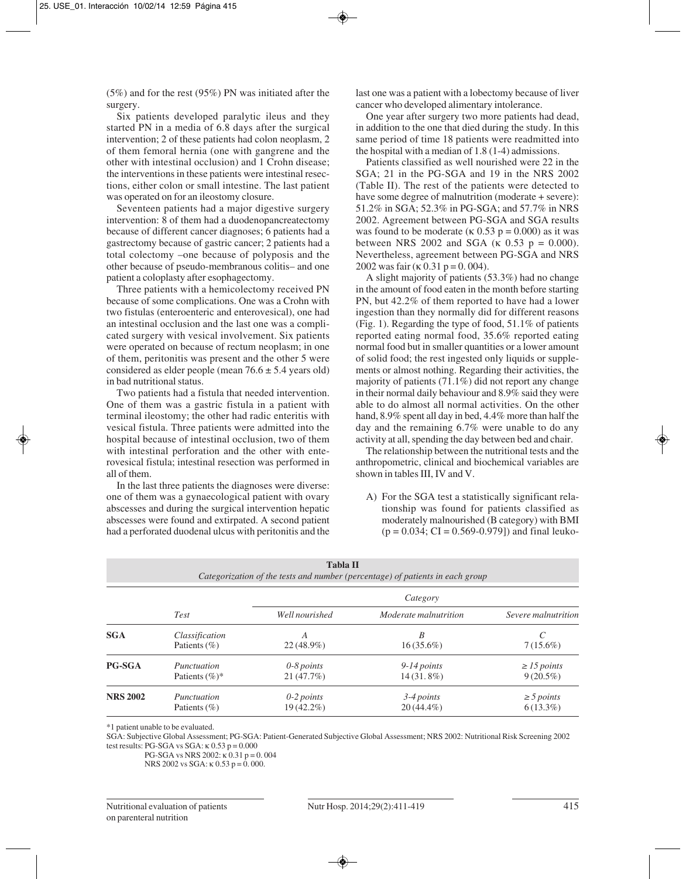(5%) and for the rest (95%) PN was initiated after the surgery.

Six patients developed paralytic ileus and they started PN in a media of 6.8 days after the surgical intervention; 2 of these patients had colon neoplasm, 2 of them femoral hernia (one with gangrene and the other with intestinal occlusion) and 1 Crohn disease; the interventions in these patients were intestinal resections, either colon or small intestine. The last patient was operated on for an ileostomy closure.

Seventeen patients had a major digestive surgery intervention: 8 of them had a duodenopancreatectomy because of different cancer diagnoses; 6 patients had a gastrectomy because of gastric cancer; 2 patients had a total colectomy –one because of polyposis and the other because of pseudo-membranous colitis– and one patient a coloplasty after esophagectomy.

Three patients with a hemicolectomy received PN because of some complications. One was a Crohn with two fistulas (enteroenteric and enterovesical), one had an intestinal occlusion and the last one was a complicated surgery with vesical involvement. Six patients were operated on because of rectum neoplasm; in one of them, peritonitis was present and the other 5 were considered as elder people (mean 76.6 ± 5.4 years old) in bad nutritional status.

Two patients had a fistula that needed intervention. One of them was a gastric fistula in a patient with terminal ileostomy; the other had radic enteritis with vesical fistula. Three patients were admitted into the hospital because of intestinal occlusion, two of them with intestinal perforation and the other with enterovesical fistula; intestinal resection was performed in all of them.

In the last three patients the diagnoses were diverse: one of them was a gynaecological patient with ovary abscesses and during the surgical intervention hepatic abscesses were found and extirpated. A second patient had a perforated duodenal ulcus with peritonitis and the last one was a patient with a lobectomy because of liver cancer who developed alimentary intolerance.

One year after surgery two more patients had dead, in addition to the one that died during the study. In this same period of time 18 patients were readmitted into the hospital with a median of 1.8 (1-4) admissions.

Patients classified as well nourished were 22 in the SGA; 21 in the PG-SGA and 19 in the NRS 2002 (Table II). The rest of the patients were detected to have some degree of malnutrition (moderate + severe): 51.2% in SGA; 52.3% in PG-SGA; and 57.7% in NRS 2002. Agreement between PG-SGA and SGA results was found to be moderate (κ 0.53 p = 0.000) as it was between NRS 2002 and SGA (κ 0.53 p = 0.000). Nevertheless, agreement between PG-SGA and NRS 2002 was fair (κ 0.31 p = 0. 004).

A slight majority of patients (53.3%) had no change in the amount of food eaten in the month before starting PN, but 42.2% of them reported to have had a lower ingestion than they normally did for different reasons (Fig. 1). Regarding the type of food, 51.1% of patients reported eating normal food, 35.6% reported eating normal food but in smaller quantities or a lower amount of solid food; the rest ingested only liquids or supplements or almost nothing. Regarding their activities, the majority of patients (71.1%) did not report any change in their normal daily behaviour and 8.9% said they were able to do almost all normal activities. On the other hand, 8.9% spent all day in bed, 4.4% more than half the day and the remaining 6.7% were unable to do any activity at all, spending the day between bed and chair.

The relationship between the nutritional tests and the anthropometric, clinical and biochemical variables are shown in tables III, IV and V.

A) For the SGA test a statistically significant relationship was found for patients classified as moderately malnourished (B category) with BMI (p = 0.034; CI = 0.569-0.979]) and final leuko-

**Tabla II**
*Categorization of the tests and number (percentage) of patients in each group*

| | Test | Category | | |
|---|---|---|---|---|
| | | *Well nourished* | *Moderate malnutrition* | *Severe malnutrition* |
| **SGA** | *Classification* | *A* | *B* | *C* |
| | Patients (%) | 22 (48.9%) | 16 (35.6%) | 7 (15.6%) |
| **PG-SGA** | *Punctuation* | *0-8 points* | *9-14 points* | *≥ 15 points* |
| | Patients (%)* | 21 (47.7%) | 14 (31.8%) | 9 (20.5%) |
| **NRS 2002** | *Punctuation* | *0-2 points* | *3-4 points* | *≥ 5 points* |
| | Patients (%) | 19 (42.2%) | 20 (44.4%) | 6 (13.3%) |

*1 patient unable to be evaluated.
SGA: Subjective Global Assessment; PG-SGA: Patient-Generated Subjective Global Assessment; NRS 2002: Nutritional Risk Screening 2002 test results: PG-SGA vs SGA: κ 0.53 p = 0.000
PG-SGA vs NRS 2002: κ 0.31 p = 0. 004
NRS 2002 vs SGA: κ 0.53 p = 0. 000.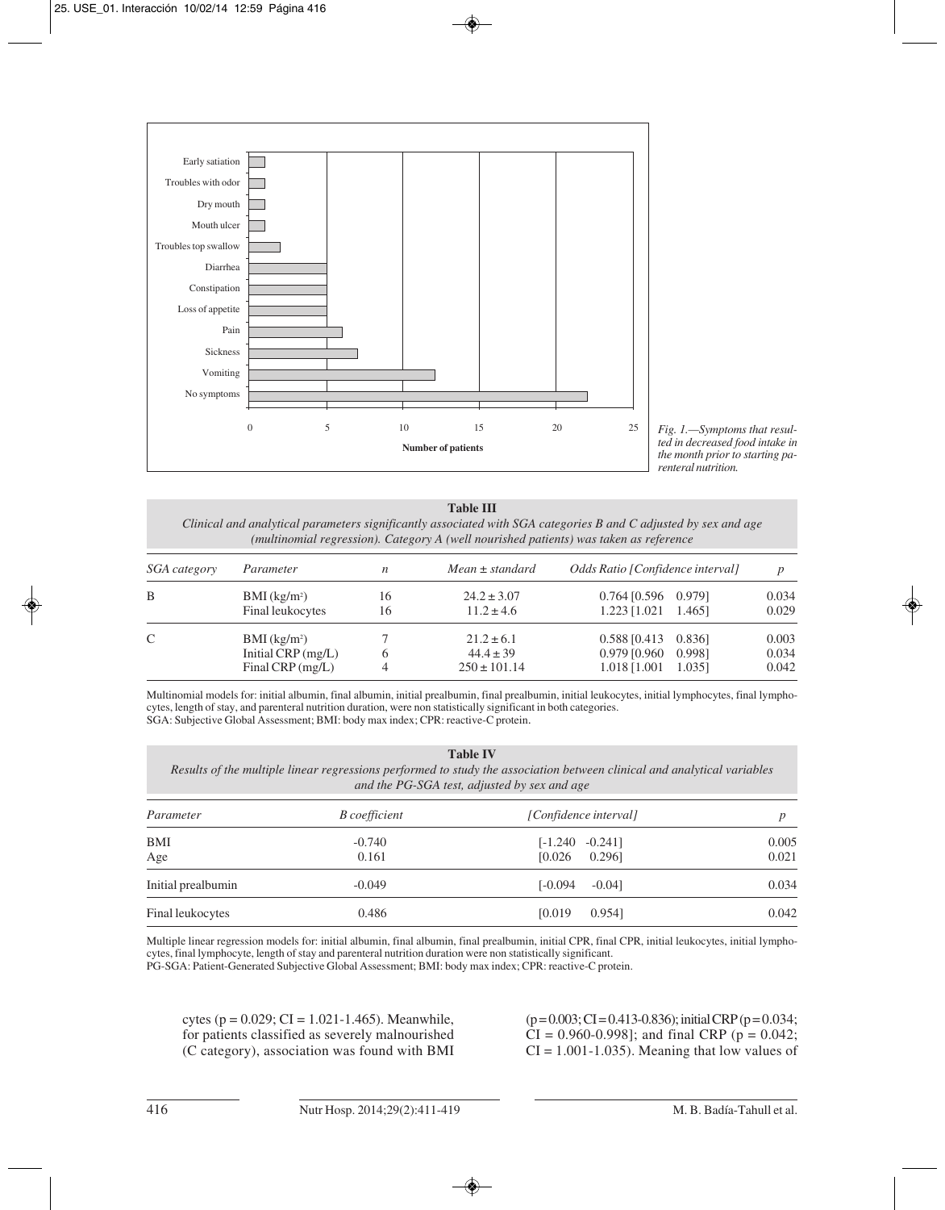*Fig. 1.—Symptoms that resulted in decreased food intake in the month prior to starting parenteral nutrition.*

**Table III**

*Clinical and analytical parameters significantly associated with SGA categories B and C adjusted by sex and age (multinomial regression). Category A (well nourished patients) was taken as reference*

| *SGA category* | *Parameter* | *n* | *Mean ± standard* | *Odds Ratio [Confidence interval]* | *p* |
|---|---|---|---|---|---|
| B | BMI ($kg/m^2$) | 16 | 24.2 ± 3.07 | 0.764 [0.596 0.979] | 0.034 |
| | Final leukocytes | 16 | 11.2 ± 4.6 | 1.223 [1.021 1.465] | 0.029 |
| C | BMI ($kg/m^2$) | 7 | 21.2 ± 6.1 | 0.588 [0.413 0.836] | 0.003 |
| | Initial CRP (mg/L) | 6 | 44.4 ± 39 | 0.979 [0.960 0.998] | 0.034 |
| | Final CRP (mg/L) | 4 | 250 ± 101.14 | 1.018 [1.001 1.035] | 0.042 |

Multinomial models for: initial albumin, final albumin, initial prealbumin, final prealbumin, initial leukocytes, initial lymphocytes, final lymphocytes, length of stay, and parenteral nutrition duration, were non statistically significant in both categories.
SGA: Subjective Global Assessment; BMI: body max index; CPR: reactive-C protein.

**Table IV**

*Results of the multiple linear regressions performed to study the association between clinical and analytical variables and the PG-SGA test, adjusted by sex and age*

| *Parameter* | *B coefficient* | *[Confidence interval]* | *p* |
|---|---|---|---|
| BMI | -0.740 | [-1.240 -0.241] | 0.005 |
| Age | 0.161 | [0.026 0.296] | 0.021 |
| Initial prealbumin | -0.049 | [-0.094 -0.04] | 0.034 |
| Final leukocytes | 0.486 | [0.019 0.954] | 0.042 |

Multiple linear regression models for: initial albumin, final albumin, final prealbumin, initial CPR, final CPR, initial leukocytes, initial lymphocytes, final lymphocyte, length of stay and parenteral nutrition duration were non statistically significant.
PG-SGA: Patient-Generated Subjective Global Assessment; BMI: body max index; CPR: reactive-C protein.

cytes (p = 0.029; CI = 1.021-1.465). Meanwhile, for patients classified as severely malnourished (C category), association was found with BMI (p = 0.003; CI = 0.413-0.836); initial CRP (p = 0.034; CI = 0.960-0.998]; and final CRP (p = 0.042; CI = 1.001-1.035). Meaning that low values of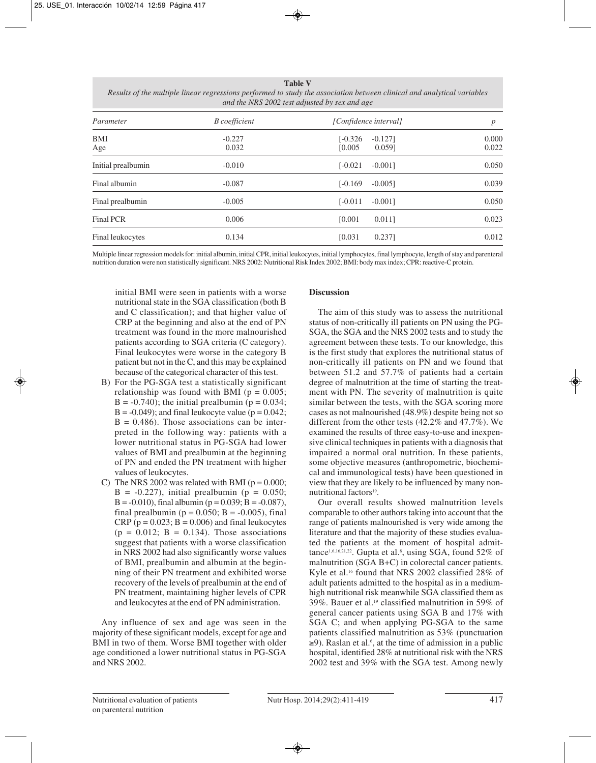**Table V**
*Results of the multiple linear regressions performed to study the association between clinical and analytical variables and the NRS 2002 test adjusted by sex and age*

| Parameter | B coefficient | [Confidence interval] | | p |
|---|---|---|---|---|
| BMI | -0.227 | [-0.326 | -0.127] | 0.000 |
| Age | 0.032 | [0.005 | 0.059] | 0.022 |
| Initial prealbumin | -0.010 | [-0.021 | -0.001] | 0.050 |
| Final albumin | -0.087 | [-0.169 | -0.005] | 0.039 |
| Final prealbumin | -0.005 | [-0.011 | -0.001] | 0.050 |
| Final PCR | 0.006 | [0.001 | 0.011] | 0.023 |
| Final leukocytes | 0.134 | [0.031 | 0.237] | 0.012 |

Multiple linear regression models for: initial albumin, initial CPR, initial leukocytes, initial lymphocytes, final lymphocyte, length of stay and parenteral nutrition duration were non statistically significant. NRS 2002: Nutritional Risk Index 2002; BMI: body max index; CPR: reactive-C protein.

initial BMI were seen in patients with a worse nutritional state in the SGA classification (both B and C classification); and that higher value of CRP at the beginning and also at the end of PN treatment was found in the more malnourished patients according to SGA criteria (C category). Final leukocytes were worse in the category B patient but not in the C, and this may be explained because of the categorical character of this test.

B) For the PG-SGA test a statistically significant relationship was found with BMI ($p = 0.005$; $B = -0.740$); the initial prealbumin ($p = 0.034$; $B = -0.049$); and final leukocyte value ($p = 0.042$; $B = 0.486$). Those associations can be interpreted in the following way: patients with a lower nutritional status in PG-SGA had lower values of BMI and prealbumin at the beginning of PN and ended the PN treatment with higher values of leukocytes.

C) The NRS 2002 was related with BMI ($p = 0.000$; $B = -0.227$), initial prealbumin ($p = 0.050$; $B = -0.010$), final albumin ($p = 0.039$; $B = -0.087$), final prealbumin ($p = 0.050$; $B = -0.005$), final CRP ($p = 0.023$; $B = 0.006$) and final leukocytes ($p = 0.012$; $B = 0.134$). Those associations suggest that patients with a worse classification in NRS 2002 had also significantly worse values of BMI, prealbumin and albumin at the beginning of their PN treatment and exhibited worse recovery of the levels of prealbumin at the end of PN treatment, maintaining higher levels of CPR and leukocytes at the end of PN administration.

Any influence of sex and age was seen in the majority of these significant models, except for age and BMI in two of them. Worse BMI together with older age conditioned a lower nutritional status in PG-SGA and NRS 2002.

## Discussion

The aim of this study was to assess the nutritional status of non-critically ill patients on PN using the PG-SGA, the SGA and the NRS 2002 tests and to study the agreement between these tests. To our knowledge, this is the first study that explores the nutritional status of non-critically ill patients on PN and we found that between 51.2 and 57.7% of patients had a certain degree of malnutrition at the time of starting the treatment with PN. The severity of malnutrition is quite similar between the tests, with the SGA scoring more cases as not malnourished (48.9%) despite being not so different from the other tests (42.2% and 47.7%). We examined the results of three easy-to-use and inexpensive clinical techniques in patients with a diagnosis that impaired a normal oral nutrition. In these patients, some objective measures (anthropometric, biochemical and immunological tests) have been questioned in view that they are likely to be influenced by many non-nutritional factors[19].

Our overall results showed malnutrition levels comparable to other authors taking into account that the range of patients malnourished is very wide among the literature and that the majority of these studies evaluated the patients at the moment of hospital admittance[1,6,16,21,22]. Gupta et al.[8], using SGA, found 52% of malnutrition (SGA B+C) in colorectal cancer patients. Kyle et al.[16] found that NRS 2002 classified 28% of adult patients admitted to the hospital as in a medium-high nutritional risk meanwhile SGA classified them as 39%. Bauer et al.[19] classified malnutrition in 59% of general cancer patients using SGA B and 17% with SGA C; and when applying PG-SGA to the same patients classified malnutrition as 53% (punctuation ≥9). Raslan et al.[6], at the time of admission in a public hospital, identified 28% at nutritional risk with the NRS 2002 test and 39% with the SGA test. Among newly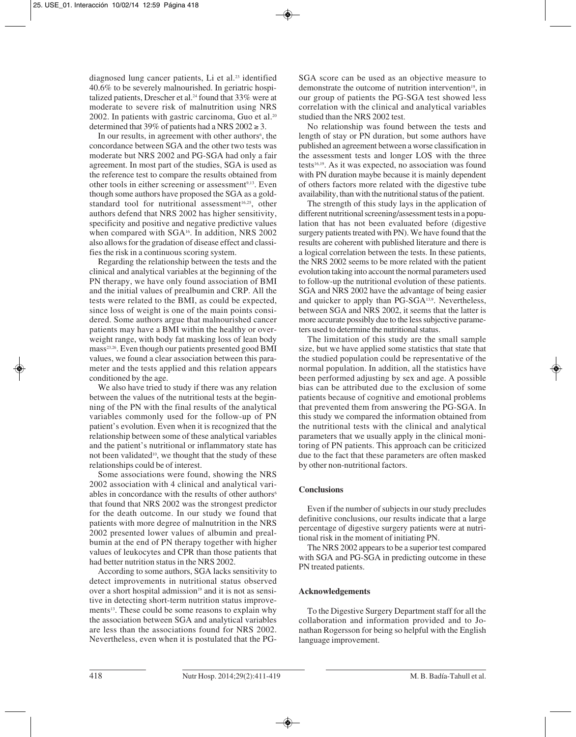diagnosed lung cancer patients, Li et al.[23] identified 40.6% to be severely malnourished. In geriatric hospitalized patients, Drescher et al.[24] found that 33% were at moderate to severe risk of malnutrition using NRS 2002. In patients with gastric carcinoma, Guo et al.[20] determined that 39% of patients had a NRS 2002 ≥ 3.

In our results, in agreement with other authors[6], the concordance between SGA and the other two tests was moderate but NRS 2002 and PG-SGA had only a fair agreement. In most part of the studies, SGA is used as the reference test to compare the results obtained from other tools in either screening or assessment[9,13]. Even though some authors have proposed the SGA as a gold-standard tool for nutritional assessment[16,25], other authors defend that NRS 2002 has higher sensitivity, specificity and positive and negative predictive values when compared with SGA[16]. In addition, NRS 2002 also allows for the gradation of disease effect and classifies the risk in a continuous scoring system.

Regarding the relationship between the tests and the clinical and analytical variables at the beginning of the PN therapy, we have only found association of BMI and the initial values of prealbumin and CRP. All the tests were related to the BMI, as could be expected, since loss of weight is one of the main points considered. Some authors argue that malnourished cancer patients may have a BMI within the healthy or overweight range, with body fat masking loss of lean body mass[23,26]. Even though our patients presented good BMI values, we found a clear association between this parameter and the tests applied and this relation appears conditioned by the age.

We also have tried to study if there was any relation between the values of the nutritional tests at the beginning of the PN with the final results of the analytical variables commonly used for the follow-up of PN patient's evolution. Even when it is recognized that the relationship between some of these analytical variables and the patient's nutritional or inflammatory state has not been validated[10], we thought that the study of these relationships could be of interest.

Some associations were found, showing the NRS 2002 association with 4 clinical and analytical variables in concordance with the results of other authors[6] that found that NRS 2002 was the strongest predictor for the death outcome. In our study we found that patients with more degree of malnutrition in the NRS 2002 presented lower values of albumin and prealbumin at the end of PN therapy together with higher values of leukocytes and CPR than those patients that had better nutrition status in the NRS 2002.

According to some authors, SGA lacks sensitivity to detect improvements in nutritional status observed over a short hospital admission[19] and it is not as sensitive in detecting short-term nutrition status improvements[13]. These could be some reasons to explain why the association between SGA and analytical variables are less than the associations found for NRS 2002. Nevertheless, even when it is postulated that the PG-SGA score can be used as an objective measure to demonstrate the outcome of nutrition intervention[19], in our group of patients the PG-SGA test showed less correlation with the clinical and analytical variables studied than the NRS 2002 test.

No relationship was found between the tests and length of stay or PN duration, but some authors have published an agreement between a worse classification in the assessment tests and longer LOS with the three tests[16,19]. As it was expected, no association was found with PN duration maybe because it is mainly dependent of others factors more related with the digestive tube availability, than with the nutritional status of the patient.

The strength of this study lays in the application of different nutritional screening/assessment tests in a population that has not been evaluated before (digestive surgery patients treated with PN). We have found that the results are coherent with published literature and there is a logical correlation between the tests. In these patients, the NRS 2002 seems to be more related with the patient evolution taking into account the normal parameters used to follow-up the nutritional evolution of these patients. SGA and NRS 2002 have the advantage of being easier and quicker to apply than PG-SGA[13,9]. Nevertheless, between SGA and NRS 2002, it seems that the latter is more accurate possibly due to the less subjective parameters used to determine the nutritional status.

The limitation of this study are the small sample size, but we have applied some statistics that state that the studied population could be representative of the normal population. In addition, all the statistics have been performed adjusting by sex and age. A possible bias can be attributed due to the exclusion of some patients because of cognitive and emotional problems that prevented them from answering the PG-SGA. In this study we compared the information obtained from the nutritional tests with the clinical and analytical parameters that we usually apply in the clinical monitoring of PN patients. This approach can be criticized due to the fact that these parameters are often masked by other non-nutritional factors.

## Conclusions

Even if the number of subjects in our study precludes definitive conclusions, our results indicate that a large percentage of digestive surgery patients were at nutritional risk in the moment of initiating PN.

The NRS 2002 appears to be a superior test compared with SGA and PG-SGA in predicting outcome in these PN treated patients.

## Acknowledgements

To the Digestive Surgery Department staff for all the collaboration and information provided and to Jonathan Rogersson for being so helpful with the English language improvement.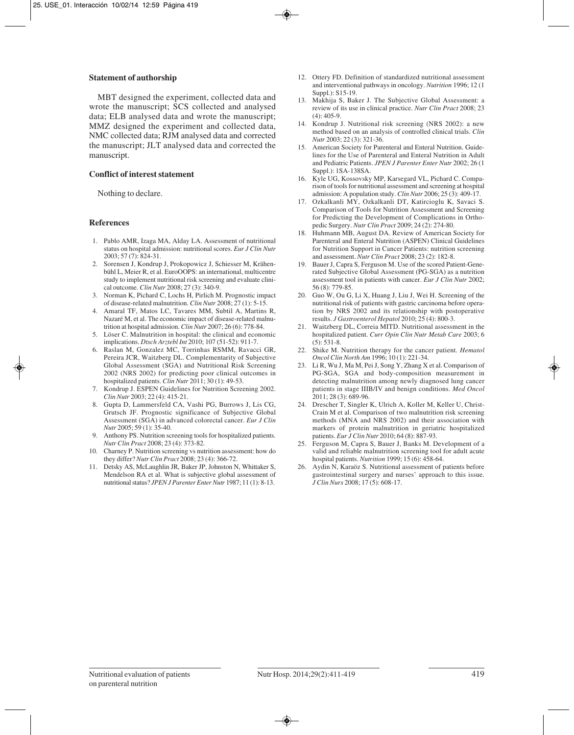### Statement of authorship

MBT designed the experiment, collected data and wrote the manuscript; SCS collected and analysed data; ELB analysed data and wrote the manuscript; MMZ designed the experiment and collected data, NMC collected data; RJM analysed data and corrected the manuscript; JLT analysed data and corrected the manuscript.

### Conflict of interest statement

Nothing to declare.

### References

1. Pablo AMR, Izaga MA, Alday LA. Assessment of nutritional status on hospital admission: nutritional scores. *Eur J Clin Nutr* 2003; 57 (7): 824-31.
2. Sorensen J, Kondrup J, Prokopowicz J, Schiesser M, Krähenbühl L, Meier R, et al. EuroOOPS: an international, multicentre study to implement nutritional risk screening and evaluate clinical outcome. *Clin Nutr* 2008; 27 (3): 340-9.
3. Norman K, Pichard C, Lochs H, Pirlich M. Prognostic impact of disease-related malnutrition. *Clin Nutr* 2008; 27 (1): 5-15.
4. Amaral TF, Matos LC, Tavares MM, Subtil A, Martins R, Nazaré M, et al. The economic impact of disease-related malnutrition at hospital admission. *Clin Nutr* 2007; 26 (6): 778-84.
5. Löser C. Malnutrition in hospital: the clinical and economic implications. *Dtsch Arztebl Int* 2010; 107 (51-52): 911-7.
6. Raslan M, Gonzalez MC, Torrinhas RSMM, Ravacci GR, Pereira JCR, Waitzberg DL. Complementarity of Subjective Global Assessment (SGA) and Nutritional Risk Screening 2002 (NRS 2002) for predicting poor clinical outcomes in hospitalized patients. *Clin Nutr* 2011; 30 (1): 49-53.
7. Kondrup J. ESPEN Guidelines for Nutrition Screening 2002. *Clin Nutr* 2003; 22 (4): 415-21.
8. Gupta D, Lammersfeld CA, Vashi PG, Burrows J, Lis CG, Grutsch JF. Prognostic significance of Subjective Global Assessment (SGA) in advanced colorectal cancer. *Eur J Clin Nutr* 2005; 59 (1): 35-40.
9. Anthony PS. Nutrition screening tools for hospitalized patients. *Nutr Clin Pract* 2008; 23 (4): 373-82.
10. Charney P. Nutrition screening vs nutrition assessment: how do they differ? *Nutr Clin Pract* 2008; 23 (4): 366-72.
11. Detsky AS, McLaughlin JR, Baker JP, Johnston N, Whittaker S, Mendelson RA et al. What is subjective global assessment of nutritional status? *JPEN J Parenter Enter Nutr* 1987; 11 (1): 8-13.
12. Ottery FD. Definition of standardized nutritional assessment and interventional pathways in oncology. *Nutrition* 1996; 12 (1 Suppl.): S15-19.
13. Makhija S, Baker J. The Subjective Global Assessment: a review of its use in clinical practice. *Nutr Clin Pract* 2008; 23 (4): 405-9.
14. Kondrup J. Nutritional risk screening (NRS 2002): a new method based on an analysis of controlled clinical trials. *Clin Nutr* 2003; 22 (3): 321-36.
15. American Society for Parenteral and Enteral Nutrition. Guidelines for the Use of Parenteral and Enteral Nutrition in Adult and Pediatric Patients. *JPEN J Parenter Enter Nutr* 2002; 26 (1 Suppl.): 1SA-138SA.
16. Kyle UG, Kossovsky MP, Karsegard VL, Pichard C. Comparison of tools for nutritional assessment and screening at hospital admission: A population study. *Clin Nutr* 2006; 25 (3): 409-17.
17. Ozkalkanli MY, Ozkalkanli DT, Katircioglu K, Savaci S. Comparison of Tools for Nutrition Assessment and Screening for Predicting the Development of Complications in Orthopedic Surgery. *Nutr Clin Pract* 2009; 24 (2): 274-80.
18. Huhmann MB, August DA. Review of American Society for Parenteral and Enteral Nutrition (ASPEN) Clinical Guidelines for Nutrition Support in Cancer Patients: nutrition screening and assessment. *Nutr Clin Pract* 2008; 23 (2): 182-8.
19. Bauer J, Capra S, Ferguson M. Use of the scored Patient-Generated Subjective Global Assessment (PG-SGA) as a nutrition assessment tool in patients with cancer. *Eur J Clin Nutr* 2002; 56 (8): 779-85.
20. Guo W, Ou G, Li X, Huang J, Liu J, Wei H. Screening of the nutritional risk of patients with gastric carcinoma before operation by NRS 2002 and its relationship with postoperative results. *J Gastroenterol Hepatol* 2010; 25 (4): 800-3.
21. Waitzberg DL, Correia MITD. Nutritional assessment in the hospitalized patient. *Curr Opin Clin Nutr Metab Care* 2003; 6 (5): 531-8.
22. Shike M. Nutrition therapy for the cancer patient. *Hematol Oncol Clin North Am* 1996; 10 (1): 221-34.
23. Li R, Wu J, Ma M, Pei J, Song Y, Zhang X et al. Comparison of PG-SGA, SGA and body-composition measurement in detecting malnutrition among newly diagnosed lung cancer patients in stage IIIB/IV and benign conditions. *Med Oncol* 2011; 28 (3): 689-96.
24. Drescher T, Singler K, Ulrich A, Koller M, Keller U, Christ-Crain M et al. Comparison of two malnutrition risk screening methods (MNA and NRS 2002) and their association with markers of protein malnutrition in geriatric hospitalized patients. *Eur J Clin Nutr* 2010; 64 (8): 887-93.
25. Ferguson M, Capra S, Bauer J, Banks M. Development of a valid and reliable malnutrition screening tool for adult acute hospital patients. *Nutrition* 1999; 15 (6): 458-64.
26. Aydin N, Karaöz S. Nutritional assessment of patients before gastrointestinal surgery and nurses' approach to this issue. *J Clin Nurs* 2008; 17 (5): 608-17.